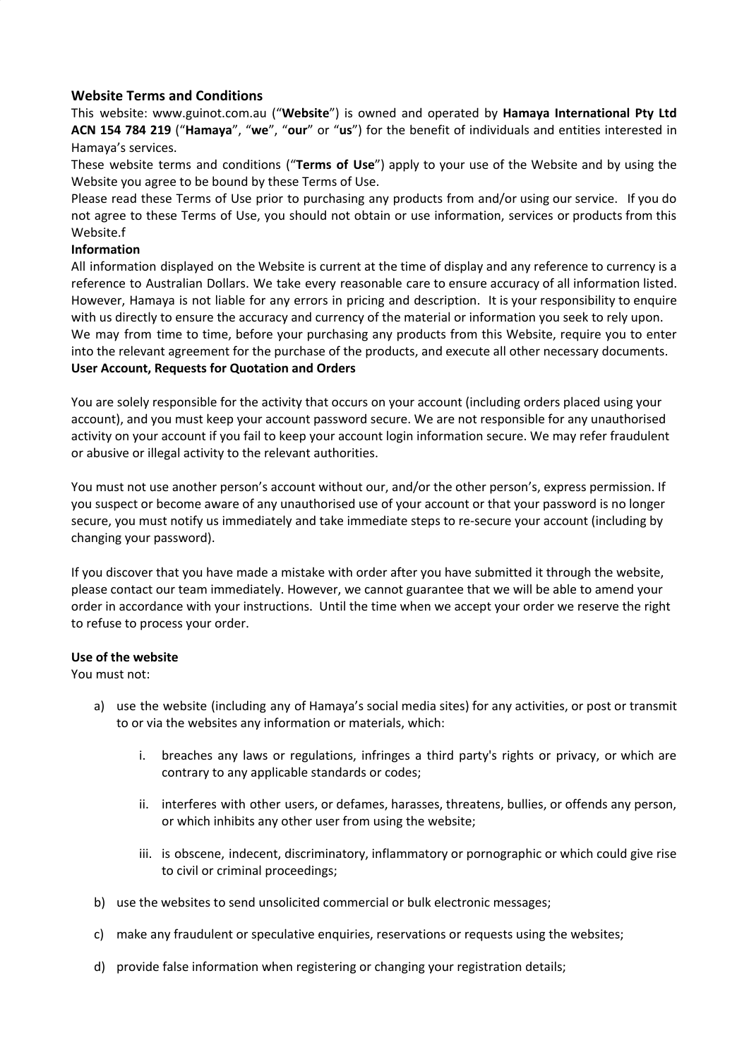## Website Terms and Conditions

This website: www.guinot.com.au (“**Website**”) is owned and operated by **Hamaya International Pty Ltd ACN 154 784 219** (“**Hamaya**”, “**we**”, “**our**” or “**us**”) for the benefit of individuals and entities interested in Hamaya’s services.

These website terms and conditions (“**Terms of Use**”) apply to your use of the Website and by using the Website you agree to be bound by these Terms of Use.

Please read these Terms of Use prior to purchasing any products from and/or using our service. If you do not agree to these Terms of Use, you should not obtain or use information, services or products from this Website.f

**Information**

All information displayed on the Website is current at the time of display and any reference to currency is a reference to Australian Dollars. We take every reasonable care to ensure accuracy of all information listed. However, Hamaya is not liable for any errors in pricing and description. It is your responsibility to enquire with us directly to ensure the accuracy and currency of the material or information you seek to rely upon.

We may from time to time, before your purchasing any products from this Website, require you to enter into the relevant agreement for the purchase of the products, and execute all other necessary documents.

**User Account, Requests for Quotation and Orders**

You are solely responsible for the activity that occurs on your account (including orders placed using your account), and you must keep your account password secure. We are not responsible for any unauthorised activity on your account if you fail to keep your account login information secure. We may refer fraudulent or abusive or illegal activity to the relevant authorities.

You must not use another person’s account without our, and/or the other person’s, express permission. If you suspect or become aware of any unauthorised use of your account or that your password is no longer secure, you must notify us immediately and take immediate steps to re-secure your account (including by changing your password).

If you discover that you have made a mistake with order after you have submitted it through the website, please contact our team immediately. However, we cannot guarantee that we will be able to amend your order in accordance with your instructions. Until the time when we accept your order we reserve the right to refuse to process your order.

**Use of the website**

You must not:

a) use the website (including any of Hamaya’s social media sites) for any activities, or post or transmit to or via the websites any information or materials, which:

   i. breaches any laws or regulations, infringes a third party's rights or privacy, or which are contrary to any applicable standards or codes;

   ii. interferes with other users, or defames, harasses, threatens, bullies, or offends any person, or which inhibits any other user from using the website;

   iii. is obscene, indecent, discriminatory, inflammatory or pornographic or which could give rise to civil or criminal proceedings;

b) use the websites to send unsolicited commercial or bulk electronic messages;

c) make any fraudulent or speculative enquiries, reservations or requests using the websites;

d) provide false information when registering or changing your registration details;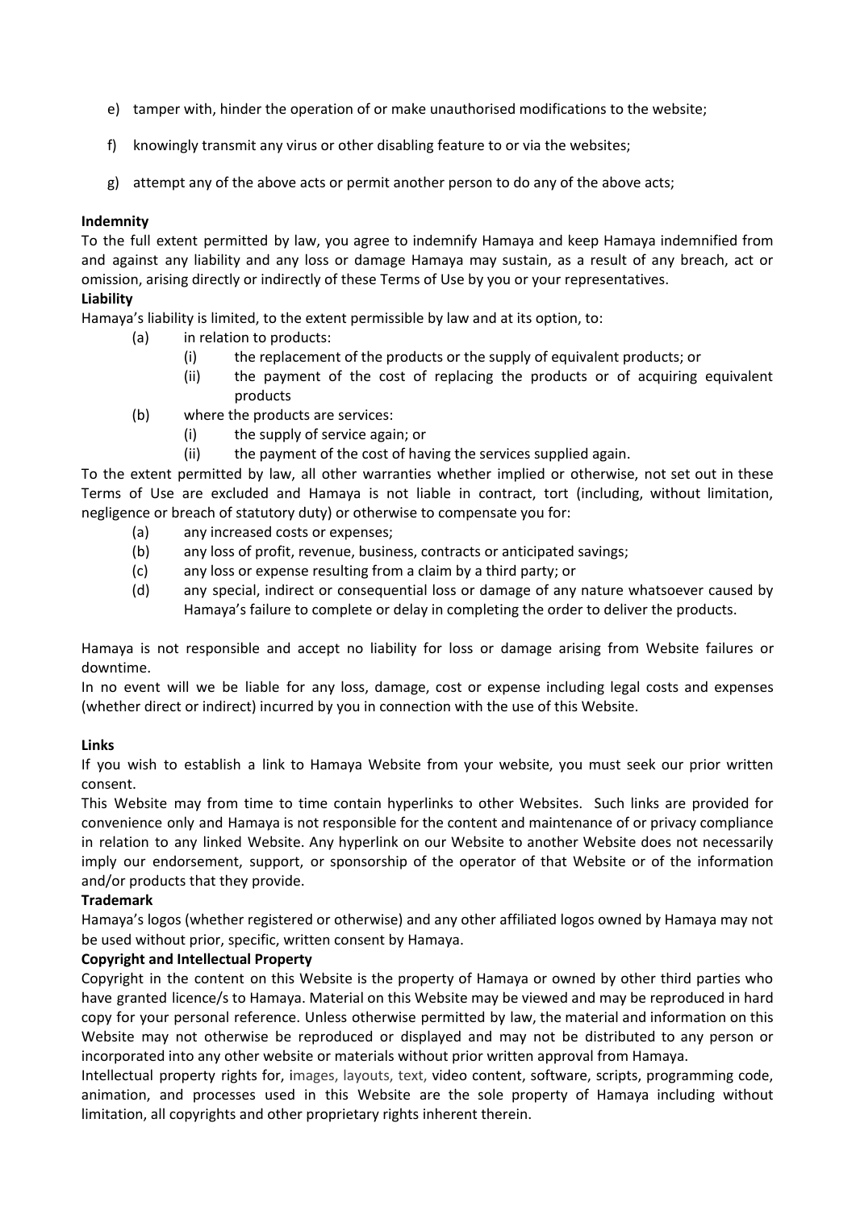e) tamper with, hinder the operation of or make unauthorised modifications to the website;

f) knowingly transmit any virus or other disabling feature to or via the websites;

g) attempt any of the above acts or permit another person to do any of the above acts;

**Indemnity**

To the full extent permitted by law, you agree to indemnify Hamaya and keep Hamaya indemnified from and against any liability and any loss or damage Hamaya may sustain, as a result of any breach, act or omission, arising directly or indirectly of these Terms of Use by you or your representatives.

**Liability**

Hamaya's liability is limited, to the extent permissible by law and at its option, to:

- (a) in relation to products:
  - (i) the replacement of the products or the supply of equivalent products; or
  - (ii) the payment of the cost of replacing the products or of acquiring equivalent products
- (b) where the products are services:
  - (i) the supply of service again; or
  - (ii) the payment of the cost of having the services supplied again.

To the extent permitted by law, all other warranties whether implied or otherwise, not set out in these Terms of Use are excluded and Hamaya is not liable in contract, tort (including, without limitation, negligence or breach of statutory duty) or otherwise to compensate you for:

- (a) any increased costs or expenses;
- (b) any loss of profit, revenue, business, contracts or anticipated savings;
- (c) any loss or expense resulting from a claim by a third party; or
- (d) any special, indirect or consequential loss or damage of any nature whatsoever caused by Hamaya's failure to complete or delay in completing the order to deliver the products.

Hamaya is not responsible and accept no liability for loss or damage arising from Website failures or downtime.

In no event will we be liable for any loss, damage, cost or expense including legal costs and expenses (whether direct or indirect) incurred by you in connection with the use of this Website.

**Links**

If you wish to establish a link to Hamaya Website from your website, you must seek our prior written consent.

This Website may from time to time contain hyperlinks to other Websites. Such links are provided for convenience only and Hamaya is not responsible for the content and maintenance of or privacy compliance in relation to any linked Website. Any hyperlink on our Website to another Website does not necessarily imply our endorsement, support, or sponsorship of the operator of that Website or of the information and/or products that they provide.

**Trademark**

Hamaya's logos (whether registered or otherwise) and any other affiliated logos owned by Hamaya may not be used without prior, specific, written consent by Hamaya.

**Copyright and Intellectual Property**

Copyright in the content on this Website is the property of Hamaya or owned by other third parties who have granted licence/s to Hamaya. Material on this Website may be viewed and may be reproduced in hard copy for your personal reference. Unless otherwise permitted by law, the material and information on this Website may not otherwise be reproduced or displayed and may not be distributed to any person or incorporated into any other website or materials without prior written approval from Hamaya.

Intellectual property rights for, images, layouts, text, video content, software, scripts, programming code, animation, and processes used in this Website are the sole property of Hamaya including without limitation, all copyrights and other proprietary rights inherent therein.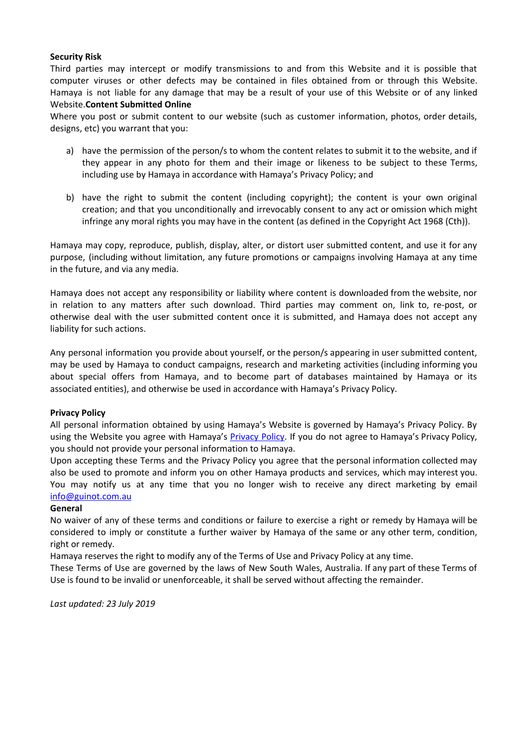**Security Risk**

Third parties may intercept or modify transmissions to and from this Website and it is possible that computer viruses or other defects may be contained in files obtained from or through this Website. Hamaya is not liable for any damage that may be a result of your use of this Website or of any linked Website.

**Content Submitted Online**

Where you post or submit content to our website (such as customer information, photos, order details, designs, etc) you warrant that you:

a) have the permission of the person/s to whom the content relates to submit it to the website, and if they appear in any photo for them and their image or likeness to be subject to these Terms, including use by Hamaya in accordance with Hamaya's Privacy Policy; and

b) have the right to submit the content (including copyright); the content is your own original creation; and that you unconditionally and irrevocably consent to any act or omission which might infringe any moral rights you may have in the content (as defined in the Copyright Act 1968 (Cth)).

Hamaya may copy, reproduce, publish, display, alter, or distort user submitted content, and use it for any purpose, (including without limitation, any future promotions or campaigns involving Hamaya at any time in the future, and via any media.

Hamaya does not accept any responsibility or liability where content is downloaded from the website, nor in relation to any matters after such download. Third parties may comment on, link to, re-post, or otherwise deal with the user submitted content once it is submitted, and Hamaya does not accept any liability for such actions.

Any personal information you provide about yourself, or the person/s appearing in user submitted content, may be used by Hamaya to conduct campaigns, research and marketing activities (including informing you about special offers from Hamaya, and to become part of databases maintained by Hamaya or its associated entities), and otherwise be used in accordance with Hamaya's Privacy Policy.

**Privacy Policy**

All personal information obtained by using Hamaya's Website is governed by Hamaya's Privacy Policy. By using the Website you agree with Hamaya's Privacy Policy. If you do not agree to Hamaya's Privacy Policy, you should not provide your personal information to Hamaya.

Upon accepting these Terms and the Privacy Policy you agree that the personal information collected may also be used to promote and inform you on other Hamaya products and services, which may interest you. You may notify us at any time that you no longer wish to receive any direct marketing by email info@guinot.com.au

**General**

No waiver of any of these terms and conditions or failure to exercise a right or remedy by Hamaya will be considered to imply or constitute a further waiver by Hamaya of the same or any other term, condition, right or remedy.

Hamaya reserves the right to modify any of the Terms of Use and Privacy Policy at any time.

These Terms of Use are governed by the laws of New South Wales, Australia. If any part of these Terms of Use is found to be invalid or unenforceable, it shall be served without affecting the remainder.

*Last updated: 23 July 2019*